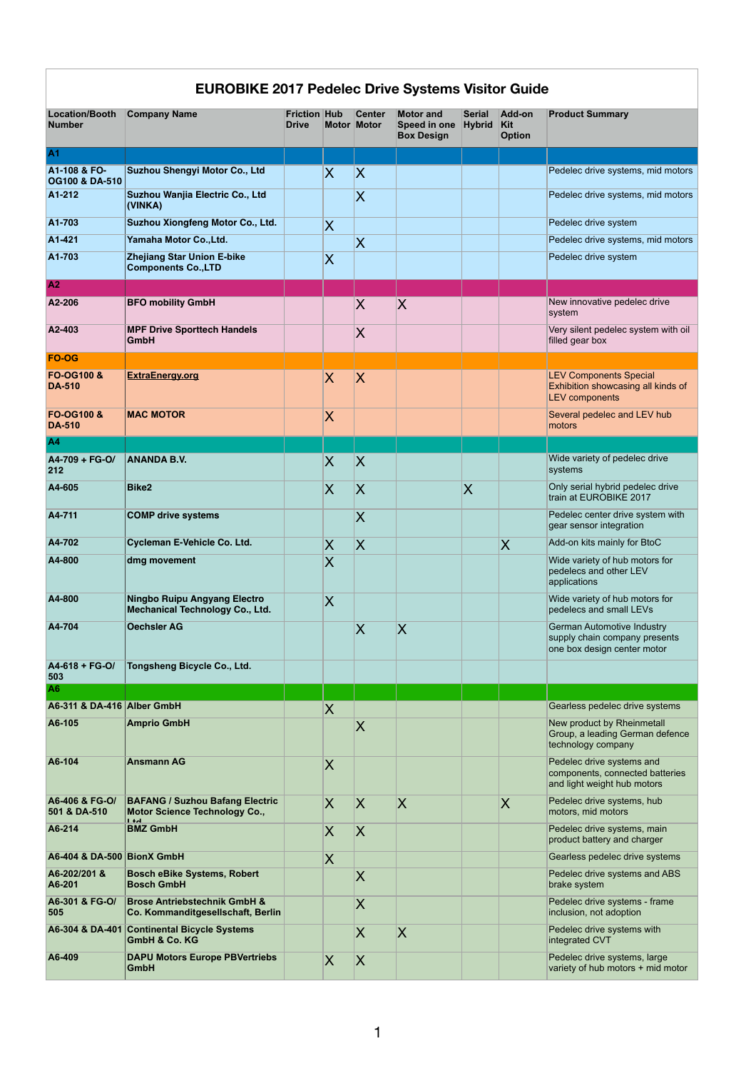# EUROBIKE 2017 Pedelec Drive Systems Visitor Guide

| Location/Booth Number | Company Name | Friction Drive | Hub Motor | Center Motor | Motor and Speed in one Box Design | Serial Hybrid | Add-on Kit Option | Product Summary |
|---|---|---|---|---|---|---|---|---|
| **A1** | | | | | | | | |
| A1-108 & FO-OG100 & DA-510 | Suzhou Shengyi Motor Co., Ltd | | X | X | | | | Pedelec drive systems, mid motors |
| A1-212 | Suzhou Wanjia Electric Co., Ltd (VINKA) | | | X | | | | Pedelec drive systems, mid motors |
| A1-703 | Suzhou Xiongfeng Motor Co., Ltd. | | X | | | | | Pedelec drive system |
| A1-421 | Yamaha Motor Co.,Ltd. | | | X | | | | Pedelec drive systems, mid motors |
| A1-703 | Zhejiang Star Union E-bike Components Co.,LTD | | X | | | | | Pedelec drive system |
| **A2** | | | | | | | | |
| A2-206 | BFO mobility GmbH | | | X | X | | | New innovative pedelec drive system |
| A2-403 | MPF Drive Sporttech Handels GmbH | | | X | | | | Very silent pedelec system with oil filled gear box |
| **FO-OG** | | | | | | | | |
| FO-OG100 & DA-510 | ExtraEnergy.org | | X | X | | | | LEV Components Special Exhibition showcasing all kinds of LEV components |
| FO-OG100 & DA-510 | MAC MOTOR | | X | | | | | Several pedelec and LEV hub motors |
| **A4** | | | | | | | | |
| A4-709 + FG-O/212 | ANANDA B.V. | | X | X | | | | Wide variety of pedelec drive systems |
| A4-605 | Bike2 | | X | X | | X | | Only serial hybrid pedelec drive train at EUROBIKE 2017 |
| A4-711 | COMP drive systems | | | X | | | | Pedelec center drive system with gear sensor integration |
| A4-702 | Cycleman E-Vehicle Co. Ltd. | | X | X | | | X | Add-on kits mainly for BtoC |
| A4-800 | dmg movement | | X | | | | | Wide variety of hub motors for pedeleces and other LEV applications |
| A4-800 | Ningbo Ruipu Angyang Electro Mechanical Technology Co., Ltd. | | X | | | | | Wide variety of hub motors for pedelecs and small LEVs |
| A4-704 | Oechsler AG | | | X | X | | | German Automotive Industry supply chain company presents one box design center motor |
| A4-618 + FG-O/503 | Tongsheng Bicycle Co., Ltd. | | | | | | | |
| **A6** | | | | | | | | |
| A6-311 & DA-416 | Alber GmbH | | X | | | | | Gearless pedelec drive systems |
| A6-105 | Amprio GmbH | | | X | | | | New product by Rheinmetall Group, a leading German defence technology company |
| A6-104 | Ansmann AG | | X | | | | | Pedelec drive systems and components, connected batteries and light weight hub motors |
| A6-406 & FG-O/501 & DA-510 | BAFANG / Suzhou Bafang Electric Motor Science Technology Co., Ltd | | X | X | X | | X | Pedelec drive systems, hub motors, mid motors |
| A6-214 | BMZ GmbH | | X | X | | | | Pedelec drive systems, main product battery and charger |
| A6-404 & DA-500 | BionX GmbH | | X | | | | | Gearless pedelec drive systems |
| A6-202/201 & A6-201 | Bosch eBike Systems, Robert Bosch GmbH | | | X | | | | Pedelec drive systems and ABS brake system |
| A6-301 & FG-O/505 | Brose Antriebstechnik GmbH & Co. Kommanditgesellschaft, Berlin | | | X | | | | Pedelec drive systems - frame inclusion, not adoption |
| A6-304 & DA-401 | Continental Bicycle Systems GmbH & Co. KG | | | X | X | | | Pedelec drive systems with integrated CVT |
| A6-409 | DAPU Motors Europe PBVertriebs GmbH | | X | X | | | | Pedelec drive systems, large variety of hub motors + mid motor |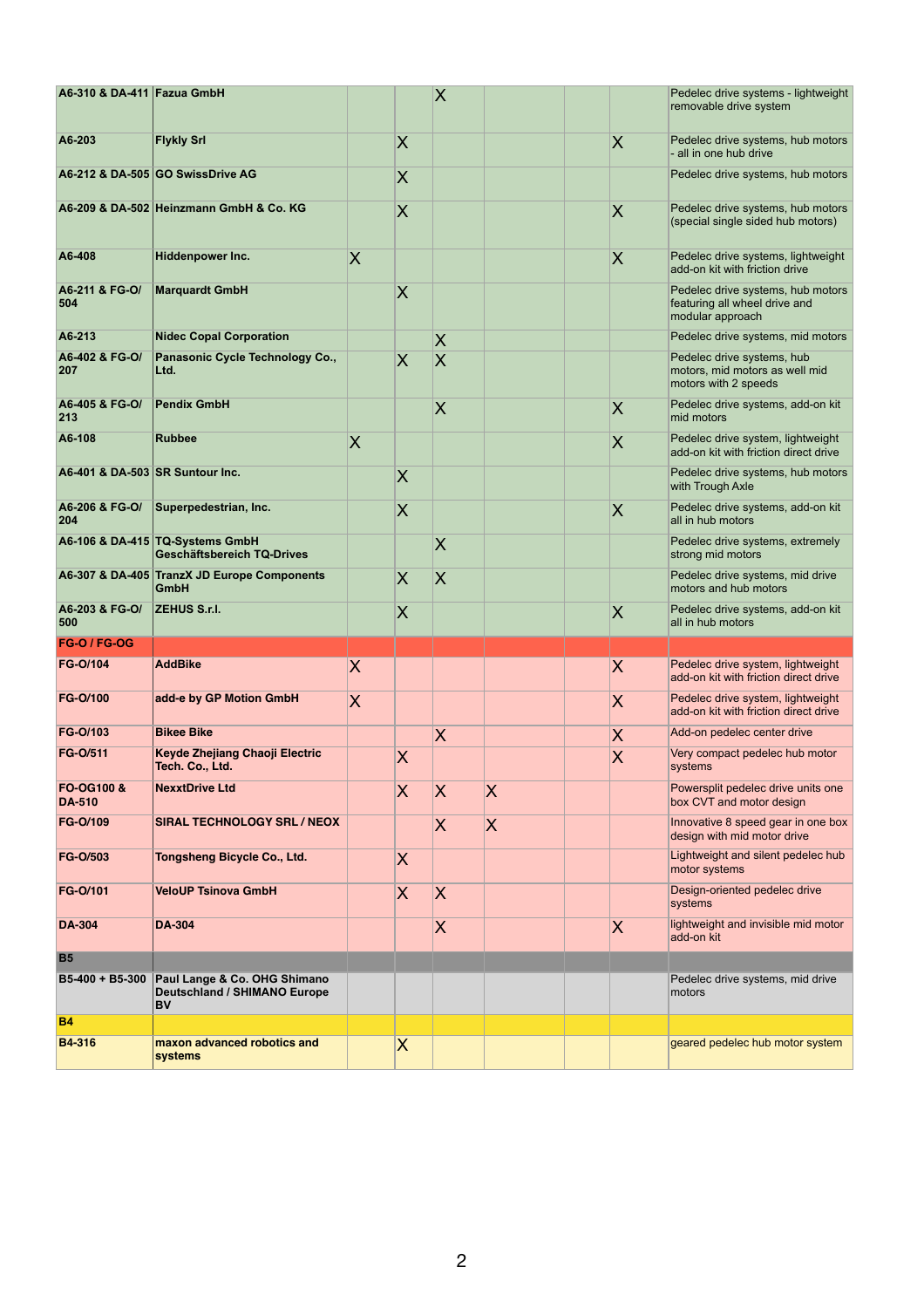| | | | | | | | | |
|---|---|---|---|---|---|---|---|---|
| **A6-310 & DA-411** | **Fazua GmbH** | | | X | | | | Pedelec drive systems - lightweight removable drive system |
| **A6-203** | **Flykly Srl** | | X | | | | X | Pedelec drive systems, hub motors - all in one hub drive |
| **A6-212 & DA-505** | **GO SwissDrive AG** | | X | | | | | Pedelec drive systems, hub motors |
| **A6-209 & DA-502** | **Heinzmann GmbH & Co. KG** | | X | | | | X | Pedelec drive systems, hub motors (special single sided hub motors) |
| **A6-408** | **Hiddenpower Inc.** | X | | | | | X | Pedelec drive systems, lightweight add-on kit with friction drive |
| **A6-211 & FG-O/ 504** | **Marquardt GmbH** | | X | | | | | Pedelec drive systems, hub motors featuring all wheel drive and modular approach |
| **A6-213** | **Nidec Copal Corporation** | | | X | | | | Pedelec drive systems, mid motors |
| **A6-402 & FG-O/ 207** | **Panasonic Cycle Technology Co., Ltd.** | | X | X | | | | Pedelec drive systems, hub motors, mid motors as well mid motors with 2 speeds |
| **A6-405 & FG-O/ 213** | **Pendix GmbH** | | | X | | | X | Pedelec drive systems, add-on kit mid motors |
| **A6-108** | **Rubbee** | X | | | | | X | Pedelec drive system, lightweight add-on kit with friction direct drive |
| **A6-401 & DA-503** | **SR Suntour Inc.** | | X | | | | | Pedelec drive systems, hub motors with Trough Axle |
| **A6-206 & FG-O/ 204** | **Superpedestrian, Inc.** | | X | | | | X | Pedelec drive systems, add-on kit all in hub motors |
| **A6-106 & DA-415** | **TQ-Systems GmbH Geschäftsbereich TQ-Drives** | | | X | | | | Pedelec drive systems, extremely strong mid motors |
| **A6-307 & DA-405** | **TranzX JD Europe Components GmbH** | | X | X | | | | Pedelec drive systems, mid drive motors and hub motors |
| **A6-203 & FG-O/ 500** | **ZEHUS S.r.l.** | | X | | | | X | Pedelec drive systems, add-on kit all in hub motors |
| **FG-O / FG-OG** | | | | | | | | |
| **FG-O/104** | **AddBike** | X | | | | | X | Pedelec drive system, lightweight add-on kit with friction direct drive |
| **FG-O/100** | **add-e by GP Motion GmbH** | X | | | | | X | Pedelec drive system, lightweight add-on kit with friction direct drive |
| **FG-O/103** | **Bikee Bike** | | | X | | | X | Add-on pedelec center drive |
| **FG-O/511** | **Keyde Zhejiang Chaoji Electric Tech. Co., Ltd.** | | X | | | | X | Very compact pedelec hub motor systems |
| **FO-OG100 & DA-510** | **NexxtDrive Ltd** | | X | X | X | | | Powersplit pedelec drive units one box CVT and motor design |
| **FG-O/109** | **SIRAL TECHNOLOGY SRL / NEOX** | | | X | X | | | Innovative 8 speed gear in one box design with mid motor drive |
| **FG-O/503** | **Tongsheng Bicycle Co., Ltd.** | | X | | | | | Lightweight and silent pedelec hub motor systems |
| **FG-O/101** | **VeloUP Tsinova GmbH** | | X | X | | | | Design-oriented pedelec drive systems |
| **DA-304** | **DA-304** | | | X | | | X | lightweight and invisible mid motor add-on kit |
| **B5** | | | | | | | | |
| **B5-400 + B5-300** | **Paul Lange & Co. OHG Shimano Deutschland / SHIMANO Europe BV** | | | | | | | Pedelec drive systems, mid drive motors |
| **B4** | | | | | | | | |
| **B4-316** | **maxon advanced robotics and systems** | | X | | | | | geared pedelec hub motor system |